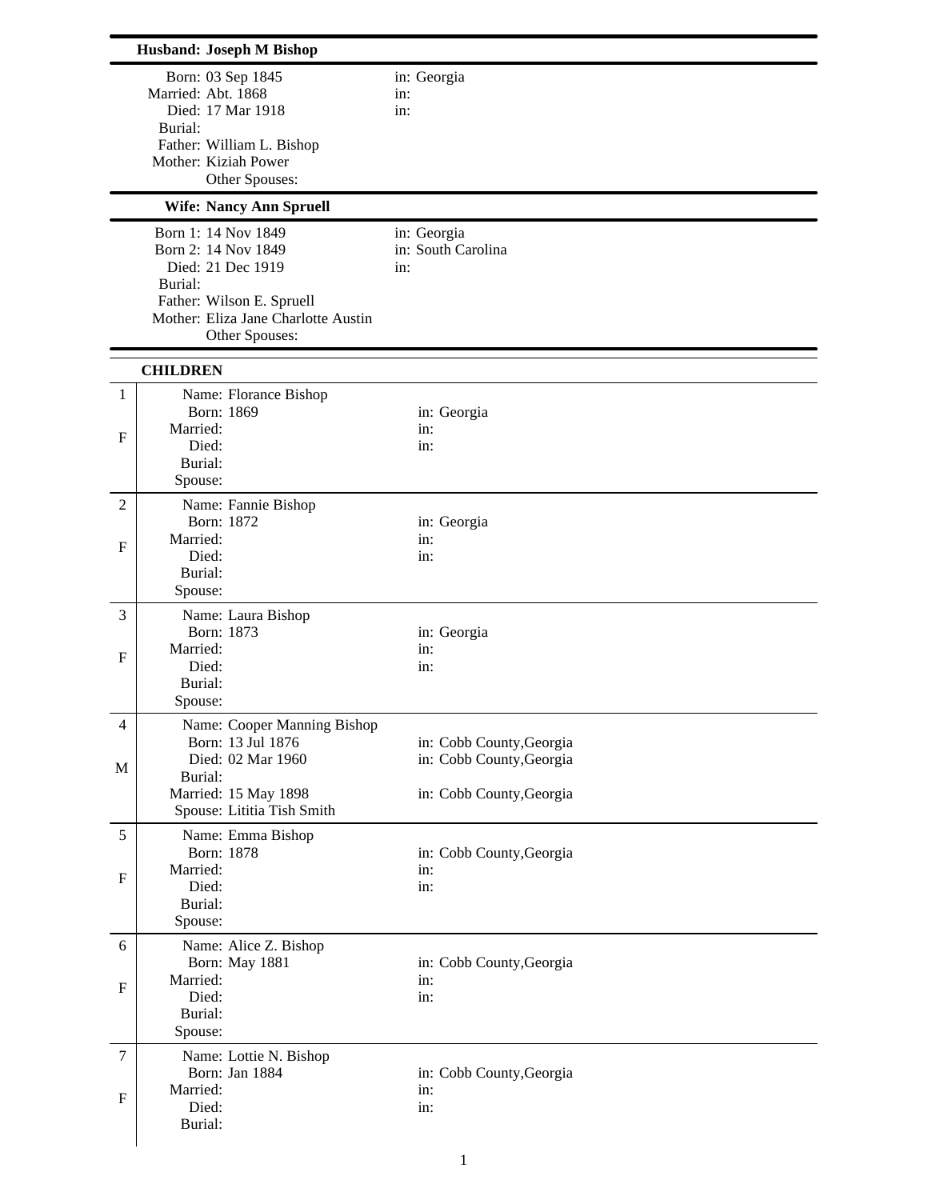## Husband: Joseph M Bishop

| | | |
|---|---|---|
| Born: | 03 Sep 1845 | in: Georgia |
| Married: | Abt. 1868 | in: |
| Died: | 17 Mar 1918 | in: |
| Burial: | | |
| Father: | William L. Bishop | |
| Mother: | Kiziah Power | |
| Other Spouses: | | |

## Wife: Nancy Ann Spruell

| | | |
|---|---|---|
| Born 1: | 14 Nov 1849 | in: Georgia |
| Born 2: | 14 Nov 1849 | in: South Carolina |
| Died: | 21 Dec 1919 | in: |
| Burial: | | |
| Father: | Wilson E. Spruell | |
| Mother: | Eliza Jane Charlotte Austin | |
| Other Spouses: | | |

## CHILDREN

### 1 F

| | | |
|---|---|---|
| Name: | Florance Bishop | |
| Born: | 1869 | in: Georgia |
| Married: | | in: |
| Died: | | in: |
| Burial: | | |
| Spouse: | | |

### 2 F

| | | |
|---|---|---|
| Name: | Fannie Bishop | |
| Born: | 1872 | in: Georgia |
| Married: | | in: |
| Died: | | in: |
| Burial: | | |
| Spouse: | | |

### 3 F

| | | |
|---|---|---|
| Name: | Laura Bishop | |
| Born: | 1873 | in: Georgia |
| Married: | | in: |
| Died: | | in: |
| Burial: | | |
| Spouse: | | |

### 4 M

| | | |
|---|---|---|
| Name: | Cooper Manning Bishop | |
| Born: | 13 Jul 1876 | in: Cobb County,Georgia |
| Died: | 02 Mar 1960 | in: Cobb County,Georgia |
| Burial: | | |
| Married: | 15 May 1898 | in: Cobb County,Georgia |
| Spouse: | Lititia Tish Smith | |

### 5 F

| | | |
|---|---|---|
| Name: | Emma Bishop | |
| Born: | 1878 | in: Cobb County,Georgia |
| Married: | | in: |
| Died: | | in: |
| Burial: | | |
| Spouse: | | |

### 6 F

| | | |
|---|---|---|
| Name: | Alice Z. Bishop | |
| Born: | May 1881 | in: Cobb County,Georgia |
| Married: | | in: |
| Died: | | in: |
| Burial: | | |
| Spouse: | | |

### 7 F

| | | |
|---|---|---|
| Name: | Lottie N. Bishop | |
| Born: | Jan 1884 | in: Cobb County,Georgia |
| Married: | | in: |
| Died: | | in: |
| Burial: | | |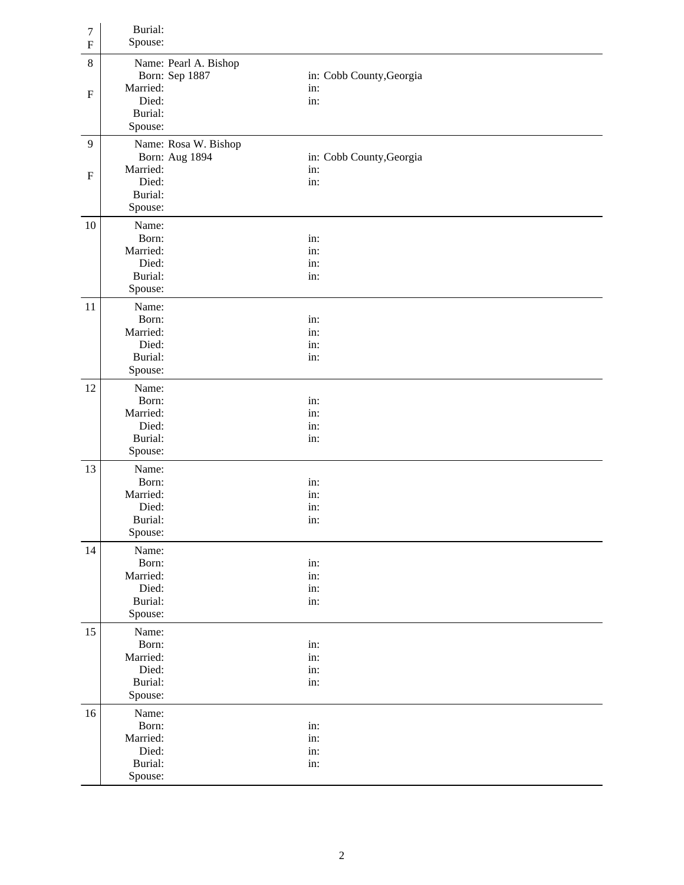| | | |
|---|---|---|
| 7<br>F | Burial:<br>Spouse: | |
| 8<br><br>F | Name: Pearl A. Bishop<br>Born: Sep 1887<br>Married:<br>Died:<br>Burial:<br>Spouse: | <br>in: Cobb County,Georgia<br>in:<br>in: |
| 9<br><br>F | Name: Rosa W. Bishop<br>Born: Aug 1894<br>Married:<br>Died:<br>Burial:<br>Spouse: | <br>in: Cobb County,Georgia<br>in:<br>in: |
| 10 | Name:<br>Born:<br>Married:<br>Died:<br>Burial:<br>Spouse: | <br>in:<br>in:<br>in:<br>in: |
| 11 | Name:<br>Born:<br>Married:<br>Died:<br>Burial:<br>Spouse: | <br>in:<br>in:<br>in:<br>in: |
| 12 | Name:<br>Born:<br>Married:<br>Died:<br>Burial:<br>Spouse: | <br>in:<br>in:<br>in:<br>in: |
| 13 | Name:<br>Born:<br>Married:<br>Died:<br>Burial:<br>Spouse: | <br>in:<br>in:<br>in:<br>in: |
| 14 | Name:<br>Born:<br>Married:<br>Died:<br>Burial:<br>Spouse: | <br>in:<br>in:<br>in:<br>in: |
| 15 | Name:<br>Born:<br>Married:<br>Died:<br>Burial:<br>Spouse: | <br>in:<br>in:<br>in:<br>in: |
| 16 | Name:<br>Born:<br>Married:<br>Died:<br>Burial:<br>Spouse: | <br>in:<br>in:<br>in:<br>in: |